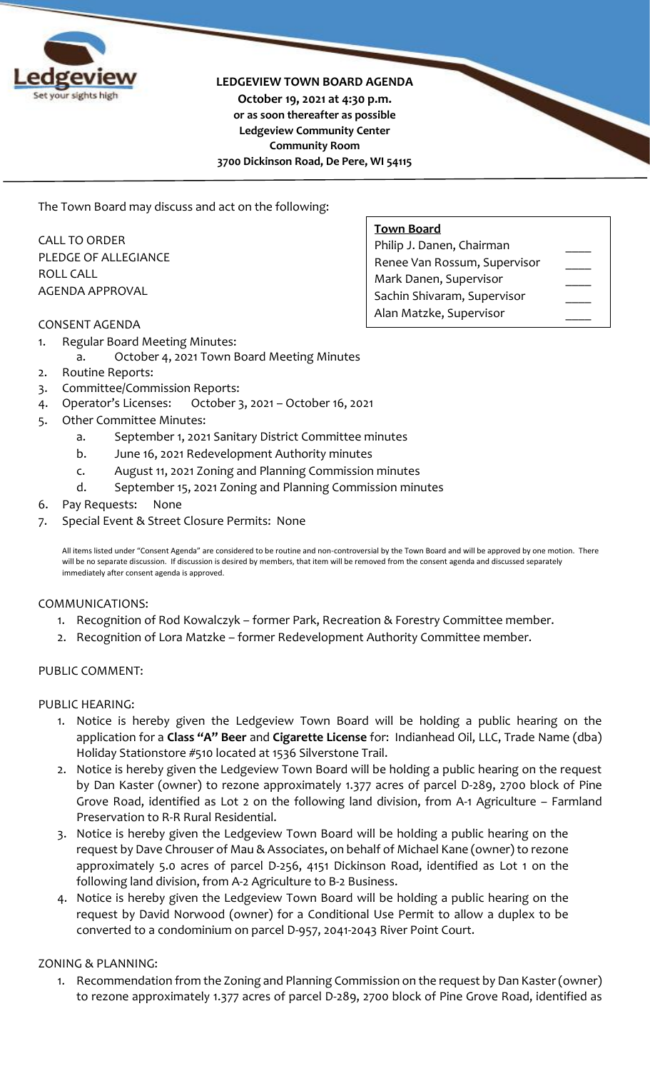**LEDGEVIEW TOWN BOARD AGENDA**
**October 19, 2021 at 4:30 p.m.**
**or as soon thereafter as possible**
**Ledgeview Community Center**
**Community Room**
**3700 Dickinson Road, De Pere, WI 54115**

The Town Board may discuss and act on the following:

| **Town Board** | |
|---|---|
| Philip J. Danen, Chairman | ____ |
| Renee Van Rossum, Supervisor | ____ |
| Mark Danen, Supervisor | ____ |
| Sachin Shivaram, Supervisor | ____ |
| Alan Matzke, Supervisor | ____ |

CALL TO ORDER
PLEDGE OF ALLEGIANCE
ROLL CALL
AGENDA APPROVAL

CONSENT AGENDA

1. Regular Board Meeting Minutes:
   a. October 4, 2021 Town Board Meeting Minutes
2. Routine Reports:
3. Committee/Commission Reports:
4. Operator's Licenses: October 3, 2021 – October 16, 2021
5. Other Committee Minutes:
   a. September 1, 2021 Sanitary District Committee minutes
   b. June 16, 2021 Redevelopment Authority minutes
   c. August 11, 2021 Zoning and Planning Commission minutes
   d. September 15, 2021 Zoning and Planning Commission minutes
6. Pay Requests: None
7. Special Event & Street Closure Permits: None

All items listed under "Consent Agenda" are considered to be routine and non-controversial by the Town Board and will be approved by one motion. There will be no separate discussion. If discussion is desired by members, that item will be removed from the consent agenda and discussed separately immediately after consent agenda is approved.

COMMUNICATIONS:

1. Recognition of Rod Kowalczyk – former Park, Recreation & Forestry Committee member.
2. Recognition of Lora Matzke – former Redevelopment Authority Committee member.

PUBLIC COMMENT:

PUBLIC HEARING:

1. Notice is hereby given the Ledgeview Town Board will be holding a public hearing on the application for a **Class "A" Beer** and **Cigarette License** for: Indianhead Oil, LLC, Trade Name (dba) Holiday Stationstore #510 located at 1536 Silverstone Trail.
2. Notice is hereby given the Ledgeview Town Board will be holding a public hearing on the request by Dan Kaster (owner) to rezone approximately 1.377 acres of parcel D-289, 2700 block of Pine Grove Road, identified as Lot 2 on the following land division, from A-1 Agriculture – Farmland Preservation to R-R Rural Residential.
3. Notice is hereby given the Ledgeview Town Board will be holding a public hearing on the request by Dave Chrouser of Mau & Associates, on behalf of Michael Kane (owner) to rezone approximately 5.0 acres of parcel D-256, 4151 Dickinson Road, identified as Lot 1 on the following land division, from A-2 Agriculture to B-2 Business.
4. Notice is hereby given the Ledgeview Town Board will be holding a public hearing on the request by David Norwood (owner) for a Conditional Use Permit to allow a duplex to be converted to a condominium on parcel D-957, 2041-2043 River Point Court.

ZONING & PLANNING:

1. Recommendation from the Zoning and Planning Commission on the request by Dan Kaster (owner) to rezone approximately 1.377 acres of parcel D-289, 2700 block of Pine Grove Road, identified as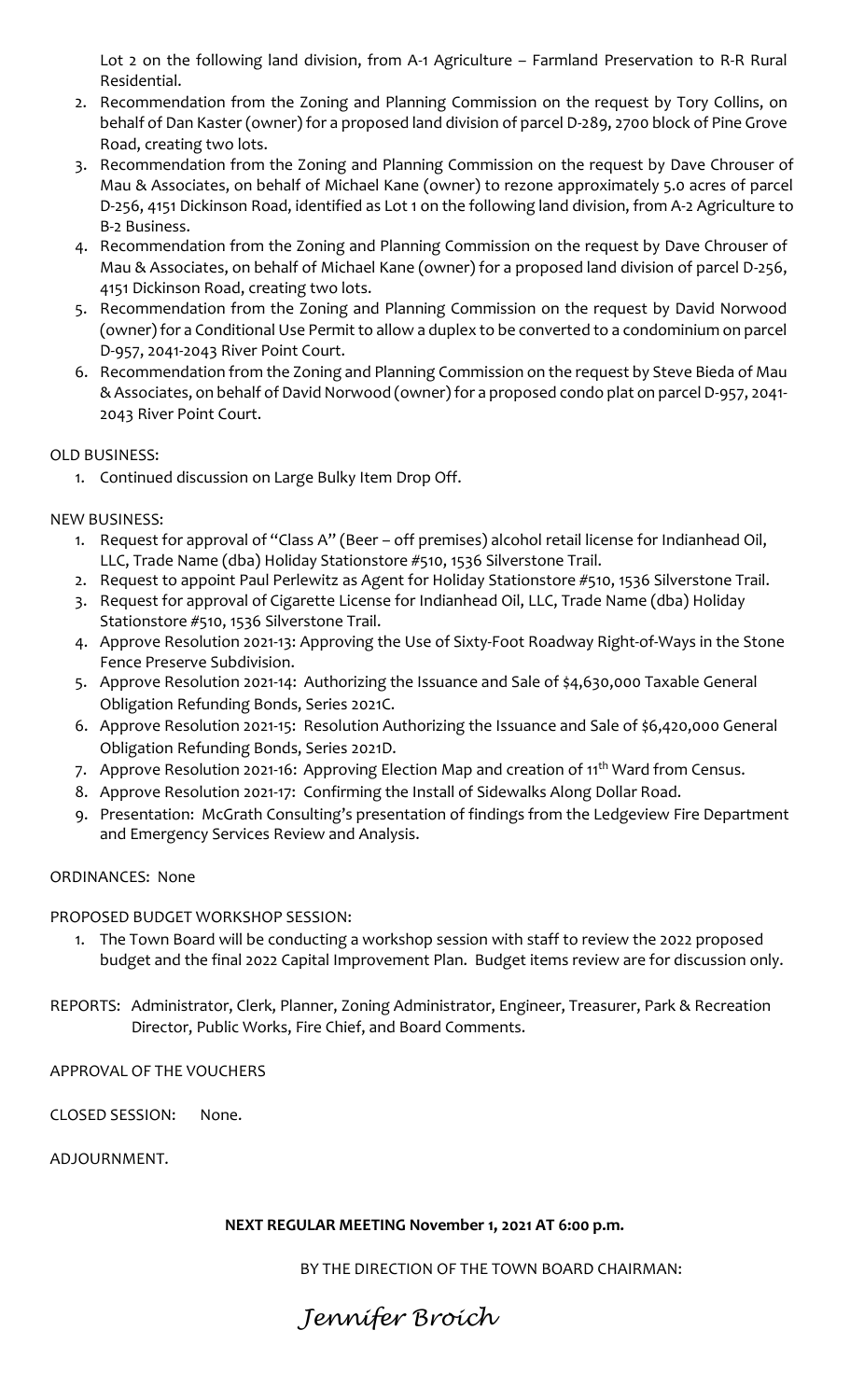Lot 2 on the following land division, from A-1 Agriculture – Farmland Preservation to R-R Rural Residential.

2. Recommendation from the Zoning and Planning Commission on the request by Tory Collins, on behalf of Dan Kaster (owner) for a proposed land division of parcel D-289, 2700 block of Pine Grove Road, creating two lots.
3. Recommendation from the Zoning and Planning Commission on the request by Dave Chrouser of Mau & Associates, on behalf of Michael Kane (owner) to rezone approximately 5.0 acres of parcel D-256, 4151 Dickinson Road, identified as Lot 1 on the following land division, from A-2 Agriculture to B-2 Business.
4. Recommendation from the Zoning and Planning Commission on the request by Dave Chrouser of Mau & Associates, on behalf of Michael Kane (owner) for a proposed land division of parcel D-256, 4151 Dickinson Road, creating two lots.
5. Recommendation from the Zoning and Planning Commission on the request by David Norwood (owner) for a Conditional Use Permit to allow a duplex to be converted to a condominium on parcel D-957, 2041-2043 River Point Court.
6. Recommendation from the Zoning and Planning Commission on the request by Steve Bieda of Mau & Associates, on behalf of David Norwood (owner) for a proposed condo plat on parcel D-957, 2041-2043 River Point Court.

OLD BUSINESS:

1. Continued discussion on Large Bulky Item Drop Off.

NEW BUSINESS:

1. Request for approval of "Class A" (Beer – off premises) alcohol retail license for Indianhead Oil, LLC, Trade Name (dba) Holiday Stationstore #510, 1536 Silverstone Trail.
2. Request to appoint Paul Perlewitz as Agent for Holiday Stationstore #510, 1536 Silverstone Trail.
3. Request for approval of Cigarette License for Indianhead Oil, LLC, Trade Name (dba) Holiday Stationstore #510, 1536 Silverstone Trail.
4. Approve Resolution 2021-13: Approving the Use of Sixty-Foot Roadway Right-of-Ways in the Stone Fence Preserve Subdivision.
5. Approve Resolution 2021-14: Authorizing the Issuance and Sale of $4,630,000 Taxable General Obligation Refunding Bonds, Series 2021C.
6. Approve Resolution 2021-15: Resolution Authorizing the Issuance and Sale of $6,420,000 General Obligation Refunding Bonds, Series 2021D.
7. Approve Resolution 2021-16: Approving Election Map and creation of 11th Ward from Census.
8. Approve Resolution 2021-17: Confirming the Install of Sidewalks Along Dollar Road.
9. Presentation: McGrath Consulting's presentation of findings from the Ledgeview Fire Department and Emergency Services Review and Analysis.

ORDINANCES: None

PROPOSED BUDGET WORKSHOP SESSION:

1. The Town Board will be conducting a workshop session with staff to review the 2022 proposed budget and the final 2022 Capital Improvement Plan. Budget items review are for discussion only.

REPORTS: Administrator, Clerk, Planner, Zoning Administrator, Engineer, Treasurer, Park & Recreation Director, Public Works, Fire Chief, and Board Comments.

APPROVAL OF THE VOUCHERS

CLOSED SESSION: None.

ADJOURNMENT.

**NEXT REGULAR MEETING November 1, 2021 AT 6:00 p.m.**

BY THE DIRECTION OF THE TOWN BOARD CHAIRMAN:

*Jennifer Broich*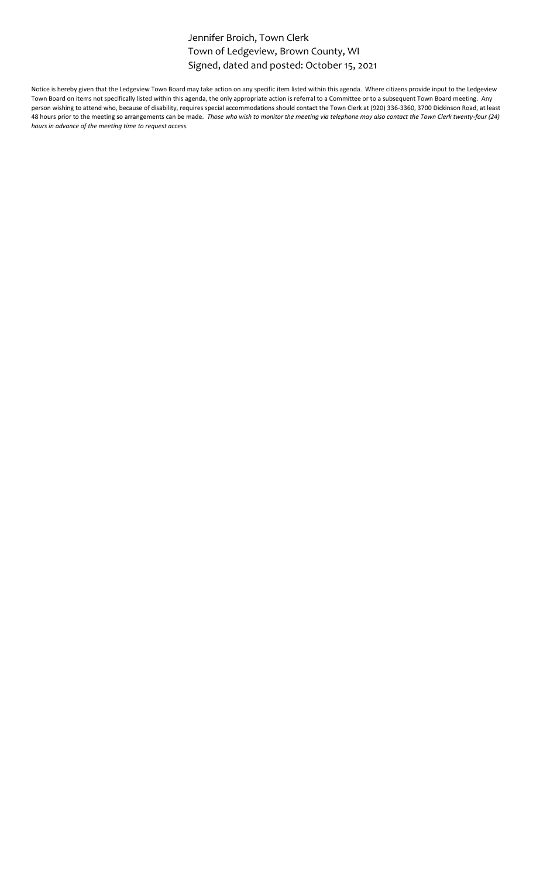Jennifer Broich, Town Clerk
Town of Ledgeview, Brown County, WI
Signed, dated and posted: October 15, 2021

Notice is hereby given that the Ledgeview Town Board may take action on any specific item listed within this agenda. Where citizens provide input to the Ledgeview Town Board on items not specifically listed within this agenda, the only appropriate action is referral to a Committee or to a subsequent Town Board meeting. Any person wishing to attend who, because of disability, requires special accommodations should contact the Town Clerk at (920) 336-3360, 3700 Dickinson Road, at least 48 hours prior to the meeting so arrangements can be made. *Those who wish to monitor the meeting via telephone may also contact the Town Clerk twenty-four (24) hours in advance of the meeting time to request access.*